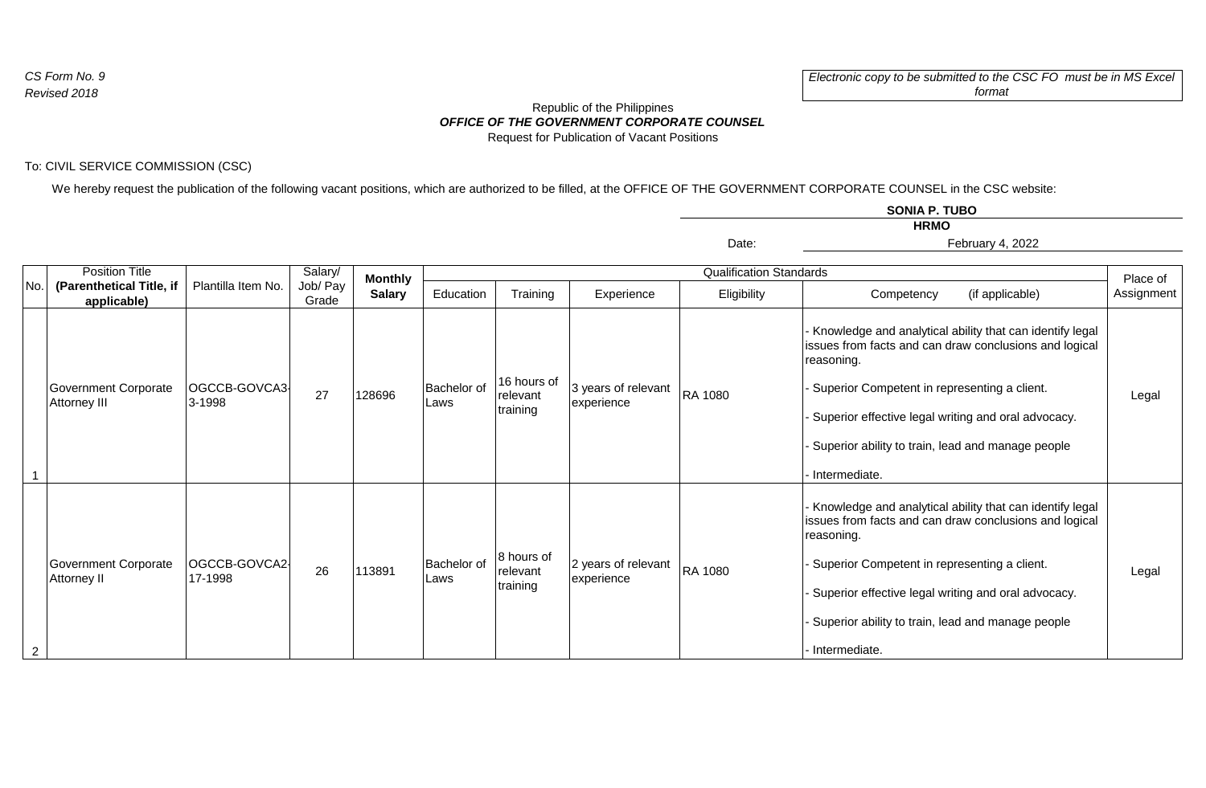*CS Form No. 9*
*Revised 2018*

*Electronic copy to be submitted to the CSC FO must be in MS Excel format*

Republic of the Philippines
***OFFICE OF THE GOVERNMENT CORPORATE COUNSEL***
Request for Publication of Vacant Positions

To: CIVIL SERVICE COMMISSION (CSC)

We hereby request the publication of the following vacant positions, which are authorized to be filled, at the OFFICE OF THE GOVERNMENT CORPORATE COUNSEL in the CSC website:

**SONIA P. TUBO**
**HRMO**

Date: February 4, 2022

| No. | Position Title **(Parenthetical Title, if applicable)** | Plantilla Item No. | Salary/ Job/ Pay Grade | **Monthly Salary** | Qualification Standards | | | | | Place of Assignment |
|---|---|---|---|---|---|---|---|---|---|---|
| | | | | | Education | Training | Experience | Eligibility | Competency (if applicable) | |
| 1 | Government Corporate Attorney III | OGCCB-GOVCA3-3-1998 | 27 | 128696 | Bachelor of Laws | 16 hours of relevant training | 3 years of relevant experience | RA 1080 | - Knowledge and analytical ability that can identify legal issues from facts and can draw conclusions and logical reasoning.<br>- Superior Competent in representing a client.<br>- Superior effective legal writing and oral advocacy.<br>- Superior ability to train, lead and manage people<br>- Intermediate. | Legal |
| 2 | Government Corporate Attorney II | OGCCB-GOVCA2-17-1998 | 26 | 113891 | Bachelor of Laws | 8 hours of relevant training | 2 years of relevant experience | RA 1080 | - Knowledge and analytical ability that can identify legal issues from facts and can draw conclusions and logical reasoning.<br>- Superior Competent in representing a client.<br>- Superior effective legal writing and oral advocacy.<br>- Superior ability to train, lead and manage people<br>- Intermediate. | Legal |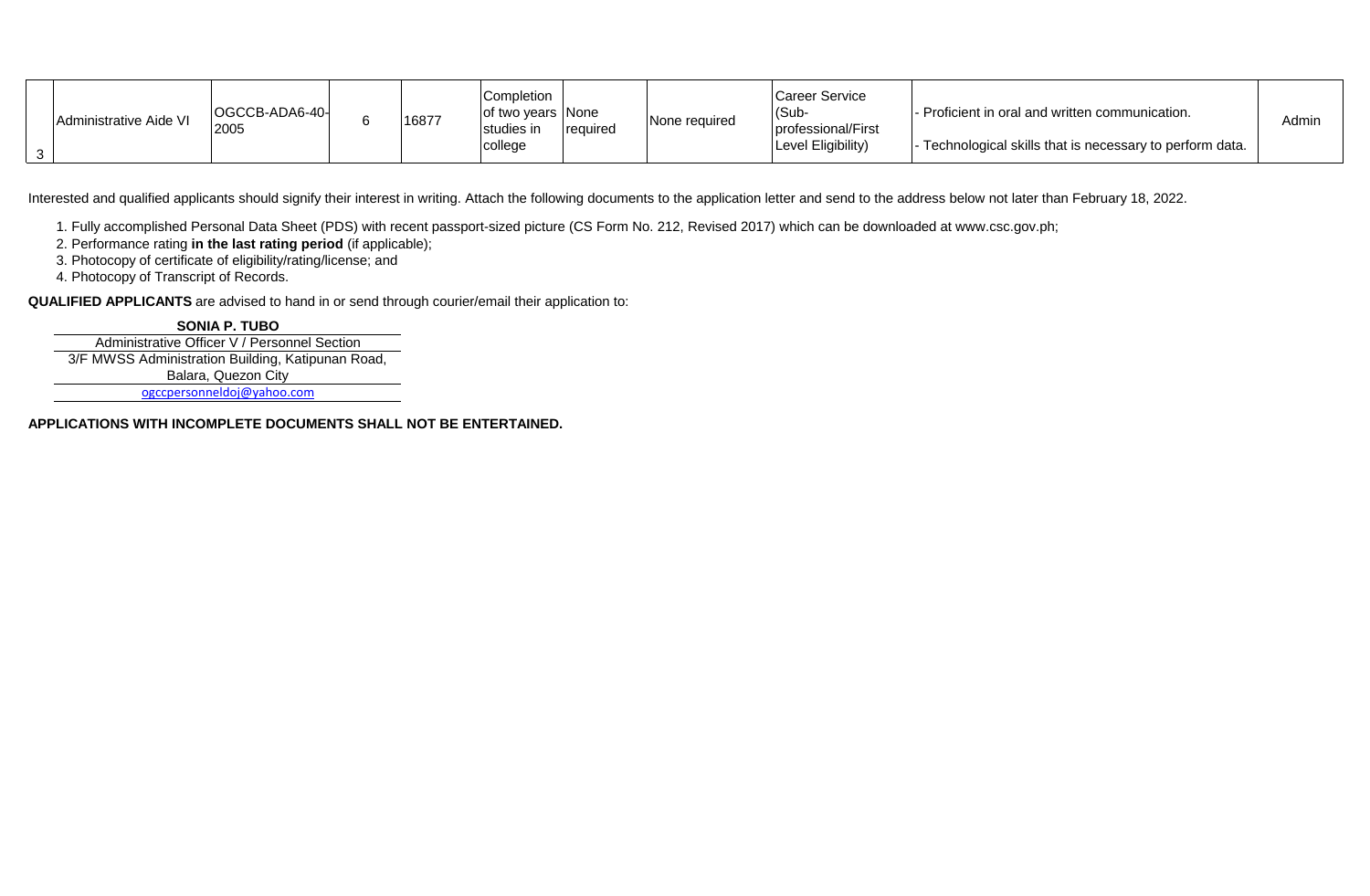| | | | | | | | | | | |
|---|---|---|---|---|---|---|---|---|---|---|
| 3 | Administrative Aide VI | OGCCB-ADA6-40-2005 | 6 | 16877 | Completion of two years studies in college | None required | None required | Career Service (Sub-professional/First Level Eligibility) | - Proficient in oral and written communication.<br><br>- Technological skills that is necessary to perform data. | Admin |

Interested and qualified applicants should signify their interest in writing. Attach the following documents to the application letter and send to the address below not later than February 18, 2022.

1. Fully accomplished Personal Data Sheet (PDS) with recent passport-sized picture (CS Form No. 212, Revised 2017) which can be downloaded at www.csc.gov.ph;
2. Performance rating **in the last rating period** (if applicable);
3. Photocopy of certificate of eligibility/rating/license; and
4. Photocopy of Transcript of Records.

**QUALIFIED APPLICANTS** are advised to hand in or send through courier/email their application to:

**SONIA P. TUBO**
Administrative Officer V / Personnel Section
3/F MWSS Administration Building, Katipunan Road, Balara, Quezon City
ogccpersonneldoj@yahoo.com

**APPLICATIONS WITH INCOMPLETE DOCUMENTS SHALL NOT BE ENTERTAINED.**